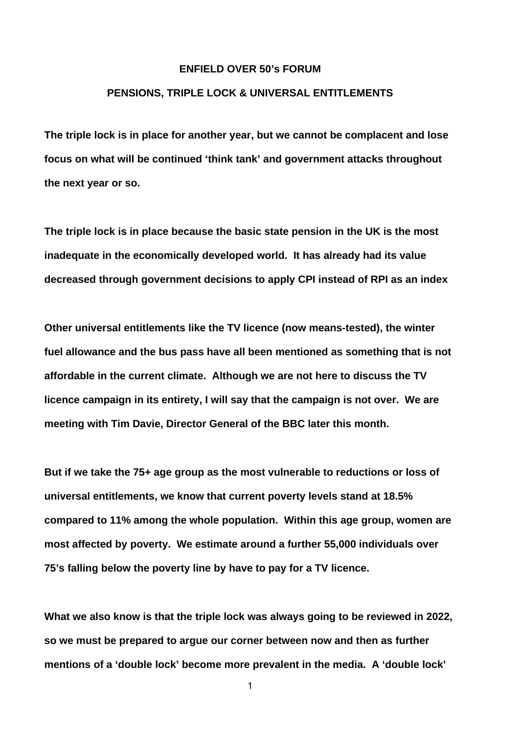# ENFIELD OVER 50's FORUM

## PENSIONS, TRIPLE LOCK & UNIVERSAL ENTITLEMENTS

**The triple lock is in place for another year, but we cannot be complacent and lose focus on what will be continued 'think tank' and government attacks throughout the next year or so.**

**The triple lock is in place because the basic state pension in the UK is the most inadequate in the economically developed world. It has already had its value decreased through government decisions to apply CPI instead of RPI as an index**

**Other universal entitlements like the TV licence (now means-tested), the winter fuel allowance and the bus pass have all been mentioned as something that is not affordable in the current climate. Although we are not here to discuss the TV licence campaign in its entirety, I will say that the campaign is not over. We are meeting with Tim Davie, Director General of the BBC later this month.**

**But if we take the 75+ age group as the most vulnerable to reductions or loss of universal entitlements, we know that current poverty levels stand at 18.5% compared to 11% among the whole population. Within this age group, women are most affected by poverty. We estimate around a further 55,000 individuals over 75's falling below the poverty line by have to pay for a TV licence.**

**What we also know is that the triple lock was always going to be reviewed in 2022, so we must be prepared to argue our corner between now and then as further mentions of a 'double lock' become more prevalent in the media. A 'double lock'**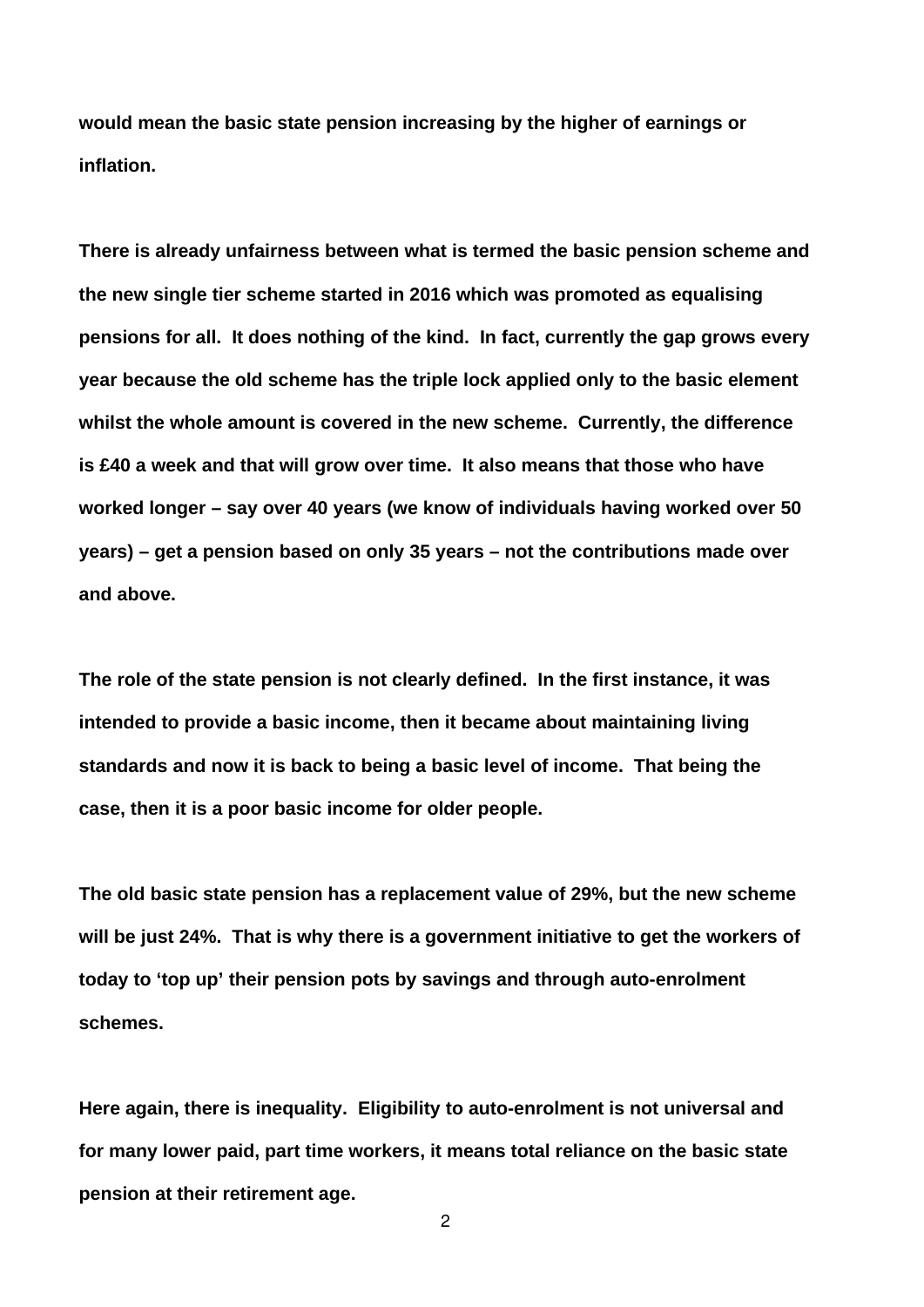**would mean the basic state pension increasing by the higher of earnings or inflation.**

**There is already unfairness between what is termed the basic pension scheme and the new single tier scheme started in 2016 which was promoted as equalising pensions for all. It does nothing of the kind. In fact, currently the gap grows every year because the old scheme has the triple lock applied only to the basic element whilst the whole amount is covered in the new scheme. Currently, the difference is £40 a week and that will grow over time. It also means that those who have worked longer – say over 40 years (we know of individuals having worked over 50 years) – get a pension based on only 35 years – not the contributions made over and above.**

**The role of the state pension is not clearly defined. In the first instance, it was intended to provide a basic income, then it became about maintaining living standards and now it is back to being a basic level of income. That being the case, then it is a poor basic income for older people.**

**The old basic state pension has a replacement value of 29%, but the new scheme will be just 24%. That is why there is a government initiative to get the workers of today to 'top up' their pension pots by savings and through auto-enrolment schemes.**

**Here again, there is inequality. Eligibility to auto-enrolment is not universal and for many lower paid, part time workers, it means total reliance on the basic state pension at their retirement age.**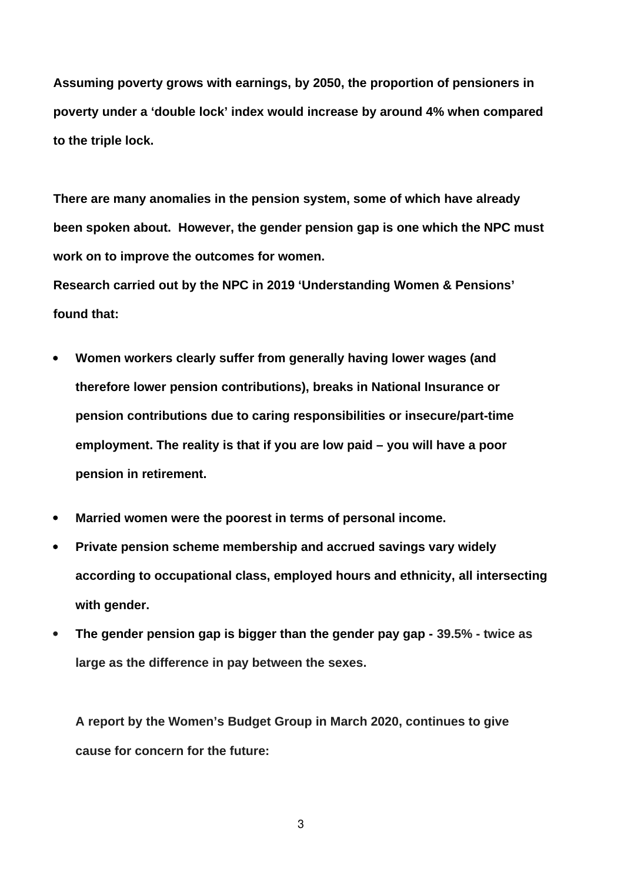**Assuming poverty grows with earnings, by 2050, the proportion of pensioners in poverty under a 'double lock' index would increase by around 4% when compared to the triple lock.**

**There are many anomalies in the pension system, some of which have already been spoken about. However, the gender pension gap is one which the NPC must work on to improve the outcomes for women.**

**Research carried out by the NPC in 2019 'Understanding Women & Pensions' found that:**

- **Women workers clearly suffer from generally having lower wages (and therefore lower pension contributions), breaks in National Insurance or pension contributions due to caring responsibilities or insecure/part-time employment. The reality is that if you are low paid – you will have a poor pension in retirement.**
- **Married women were the poorest in terms of personal income.**
- **Private pension scheme membership and accrued savings vary widely according to occupational class, employed hours and ethnicity, all intersecting with gender.**
- **The gender pension gap is bigger than the gender pay gap - 39.5% - twice as large as the difference in pay between the sexes.**

**A report by the Women's Budget Group in March 2020, continues to give cause for concern for the future:**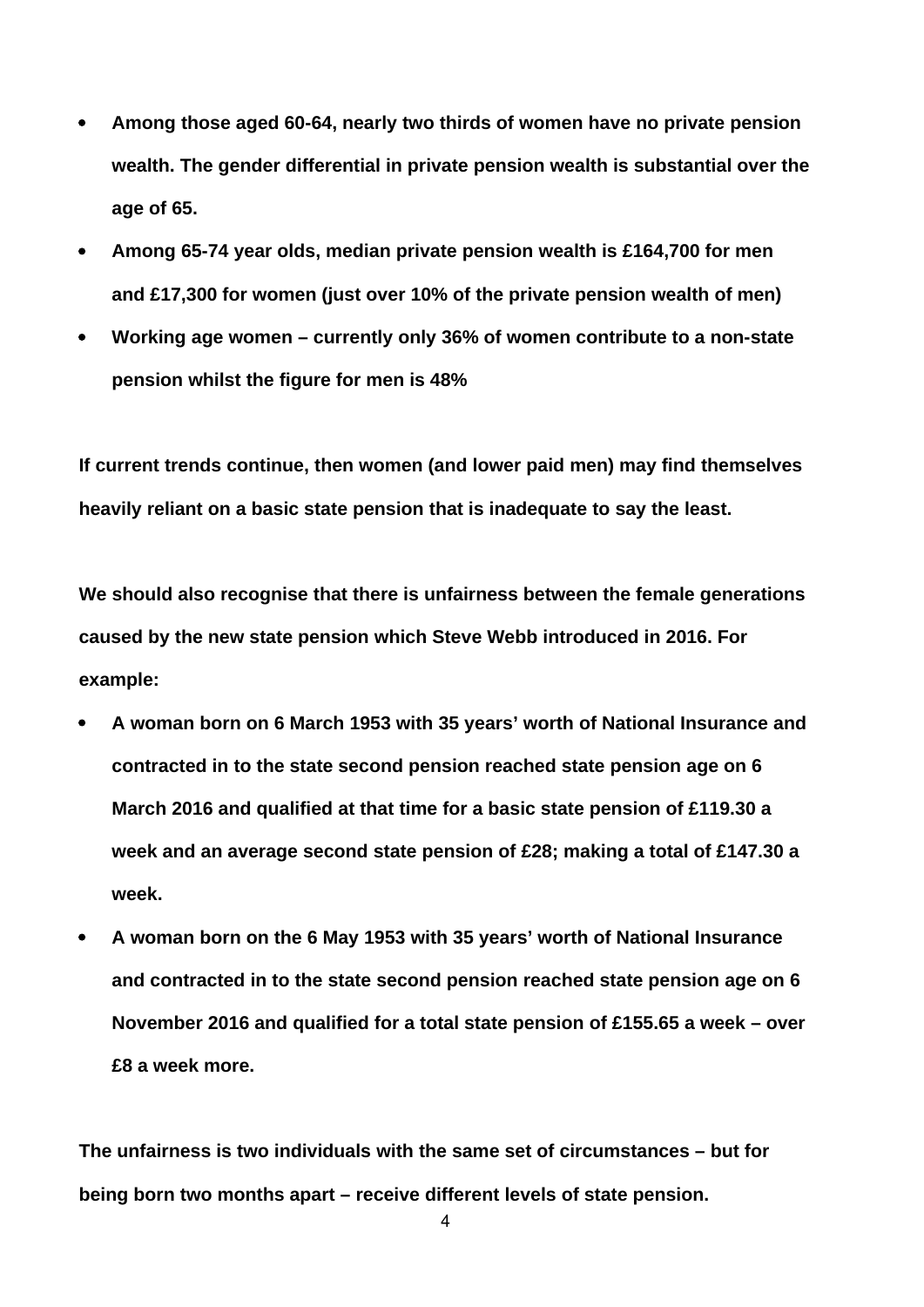- **Among those aged 60-64, nearly two thirds of women have no private pension wealth. The gender differential in private pension wealth is substantial over the age of 65.**
- **Among 65-74 year olds, median private pension wealth is £164,700 for men and £17,300 for women (just over 10% of the private pension wealth of men)**
- **Working age women – currently only 36% of women contribute to a non-state pension whilst the figure for men is 48%**

**If current trends continue, then women (and lower paid men) may find themselves heavily reliant on a basic state pension that is inadequate to say the least.**

**We should also recognise that there is unfairness between the female generations caused by the new state pension which Steve Webb introduced in 2016. For example:**

- **A woman born on 6 March 1953 with 35 years' worth of National Insurance and contracted in to the state second pension reached state pension age on 6 March 2016 and qualified at that time for a basic state pension of £119.30 a week and an average second state pension of £28; making a total of £147.30 a week.**
- **A woman born on the 6 May 1953 with 35 years' worth of National Insurance and contracted in to the state second pension reached state pension age on 6 November 2016 and qualified for a total state pension of £155.65 a week – over £8 a week more.**

**The unfairness is two individuals with the same set of circumstances – but for being born two months apart – receive different levels of state pension.**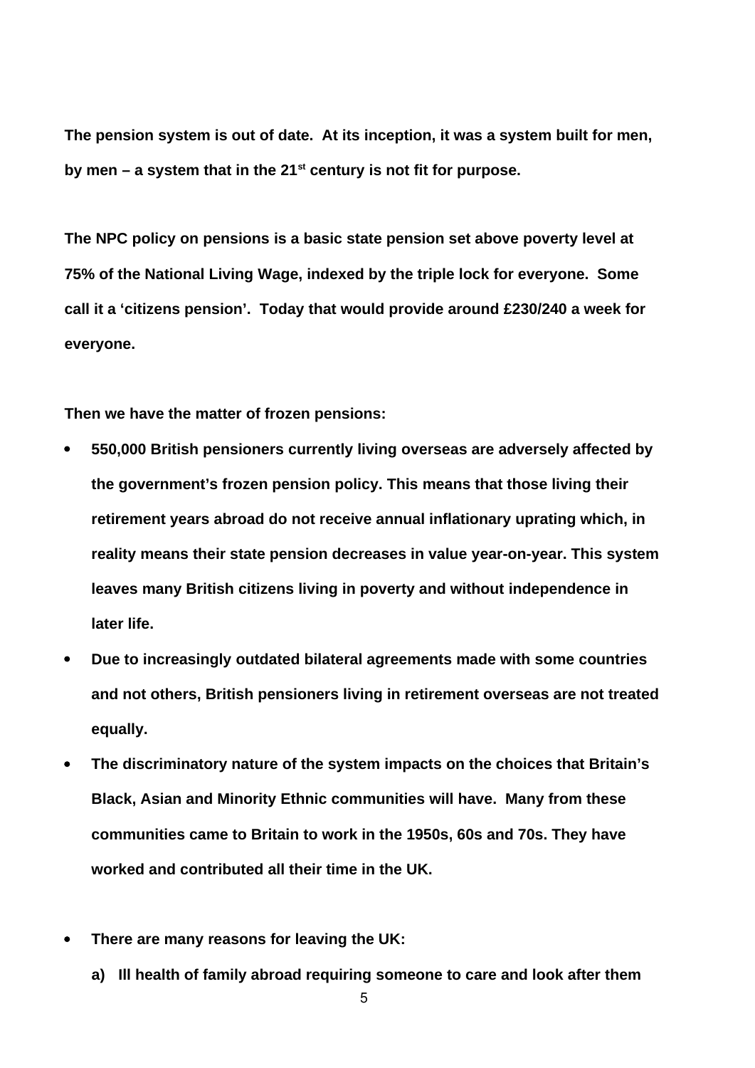**The pension system is out of date. At its inception, it was a system built for men, by men – a system that in the 21st century is not fit for purpose.**

**The NPC policy on pensions is a basic state pension set above poverty level at 75% of the National Living Wage, indexed by the triple lock for everyone. Some call it a 'citizens pension'. Today that would provide around £230/240 a week for everyone.**

**Then we have the matter of frozen pensions:**

- **550,000 British pensioners currently living overseas are adversely affected by the government's frozen pension policy. This means that those living their retirement years abroad do not receive annual inflationary uprating which, in reality means their state pension decreases in value year-on-year. This system leaves many British citizens living in poverty and without independence in later life.**
- **Due to increasingly outdated bilateral agreements made with some countries and not others, British pensioners living in retirement overseas are not treated equally.**
- **The discriminatory nature of the system impacts on the choices that Britain's Black, Asian and Minority Ethnic communities will have. Many from these communities came to Britain to work in the 1950s, 60s and 70s. They have worked and contributed all their time in the UK.**

- **There are many reasons for leaving the UK:**
  - **a) Ill health of family abroad requiring someone to care and look after them**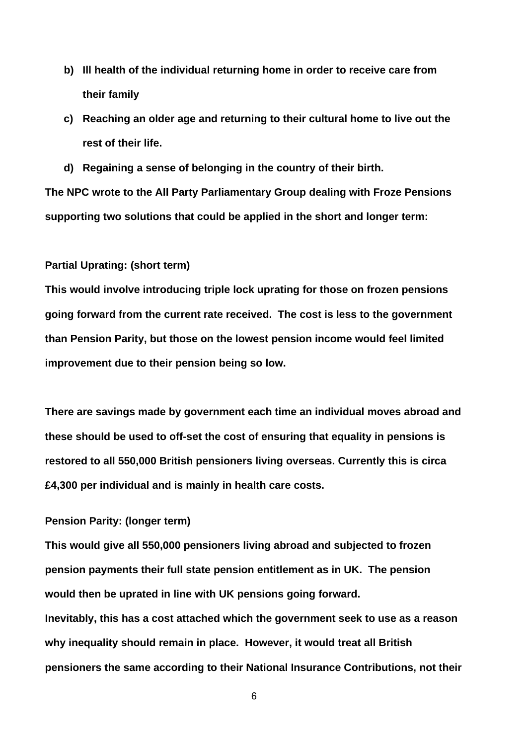b) **Ill health of the individual returning home in order to receive care from their family**

c) **Reaching an older age and returning to their cultural home to live out the rest of their life.**

d) **Regaining a sense of belonging in the country of their birth.**

**The NPC wrote to the All Party Parliamentary Group dealing with Froze Pensions supporting two solutions that could be applied in the short and longer term:**

**Partial Uprating: (short term)**

**This would involve introducing triple lock uprating for those on frozen pensions going forward from the current rate received. The cost is less to the government than Pension Parity, but those on the lowest pension income would feel limited improvement due to their pension being so low.**

**There are savings made by government each time an individual moves abroad and these should be used to off-set the cost of ensuring that equality in pensions is restored to all 550,000 British pensioners living overseas. Currently this is circa £4,300 per individual and is mainly in health care costs.**

**Pension Parity: (longer term)**

**This would give all 550,000 pensioners living abroad and subjected to frozen pension payments their full state pension entitlement as in UK. The pension would then be uprated in line with UK pensions going forward.**

**Inevitably, this has a cost attached which the government seek to use as a reason why inequality should remain in place. However, it would treat all British pensioners the same according to their National Insurance Contributions, not their**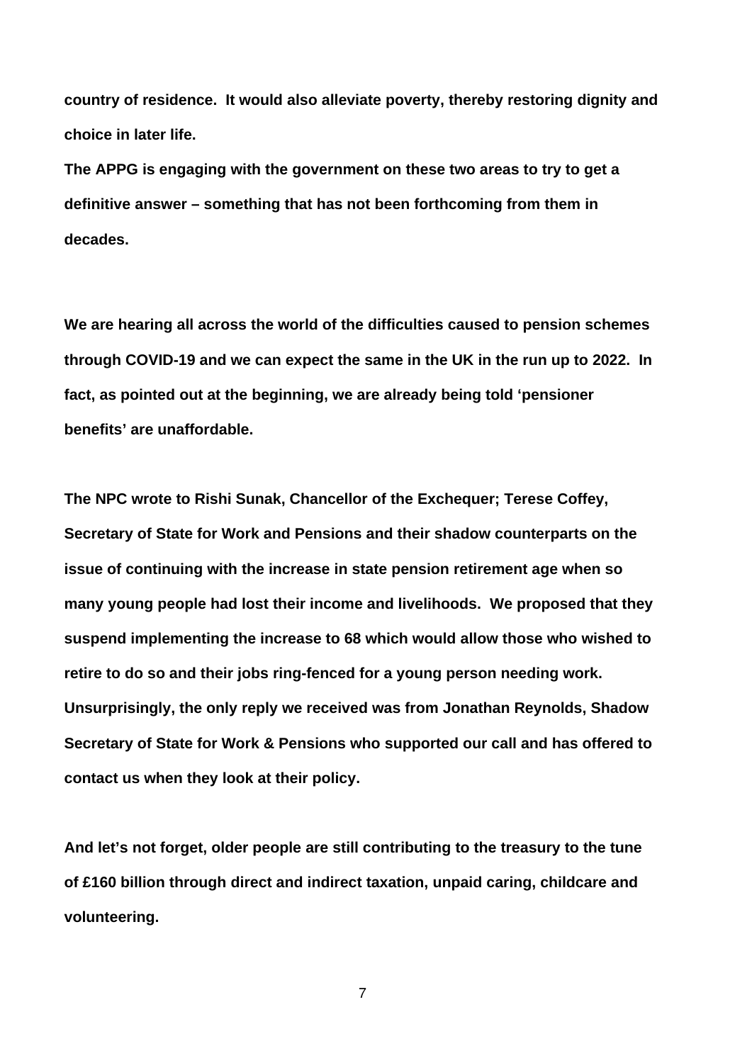**country of residence. It would also alleviate poverty, thereby restoring dignity and choice in later life.**

**The APPG is engaging with the government on these two areas to try to get a definitive answer – something that has not been forthcoming from them in decades.**

**We are hearing all across the world of the difficulties caused to pension schemes through COVID-19 and we can expect the same in the UK in the run up to 2022. In fact, as pointed out at the beginning, we are already being told 'pensioner benefits' are unaffordable.**

**The NPC wrote to Rishi Sunak, Chancellor of the Exchequer; Terese Coffey, Secretary of State for Work and Pensions and their shadow counterparts on the issue of continuing with the increase in state pension retirement age when so many young people had lost their income and livelihoods. We proposed that they suspend implementing the increase to 68 which would allow those who wished to retire to do so and their jobs ring-fenced for a young person needing work. Unsurprisingly, the only reply we received was from Jonathan Reynolds, Shadow Secretary of State for Work & Pensions who supported our call and has offered to contact us when they look at their policy.**

**And let's not forget, older people are still contributing to the treasury to the tune of £160 billion through direct and indirect taxation, unpaid caring, childcare and volunteering.**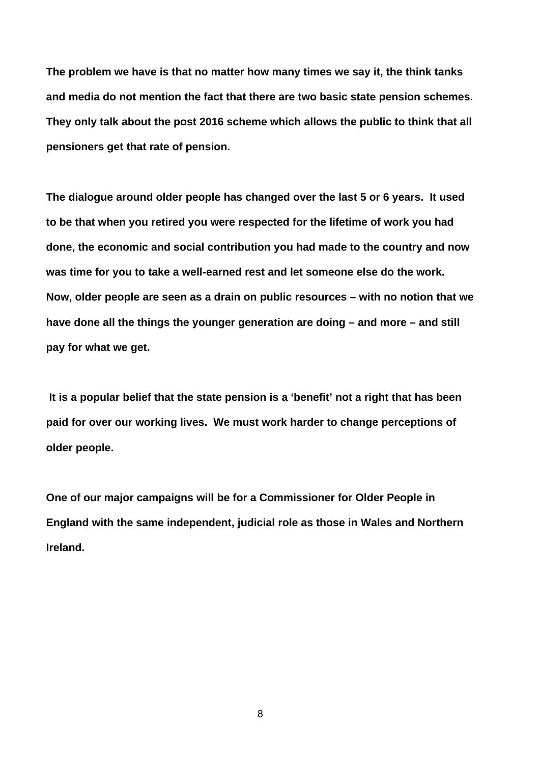**The problem we have is that no matter how many times we say it, the think tanks and media do not mention the fact that there are two basic state pension schemes. They only talk about the post 2016 scheme which allows the public to think that all pensioners get that rate of pension.**

**The dialogue around older people has changed over the last 5 or 6 years. It used to be that when you retired you were respected for the lifetime of work you had done, the economic and social contribution you had made to the country and now was time for you to take a well-earned rest and let someone else do the work. Now, older people are seen as a drain on public resources – with no notion that we have done all the things the younger generation are doing – and more – and still pay for what we get.**

**It is a popular belief that the state pension is a 'benefit' not a right that has been paid for over our working lives. We must work harder to change perceptions of older people.**

**One of our major campaigns will be for a Commissioner for Older People in England with the same independent, judicial role as those in Wales and Northern Ireland.**